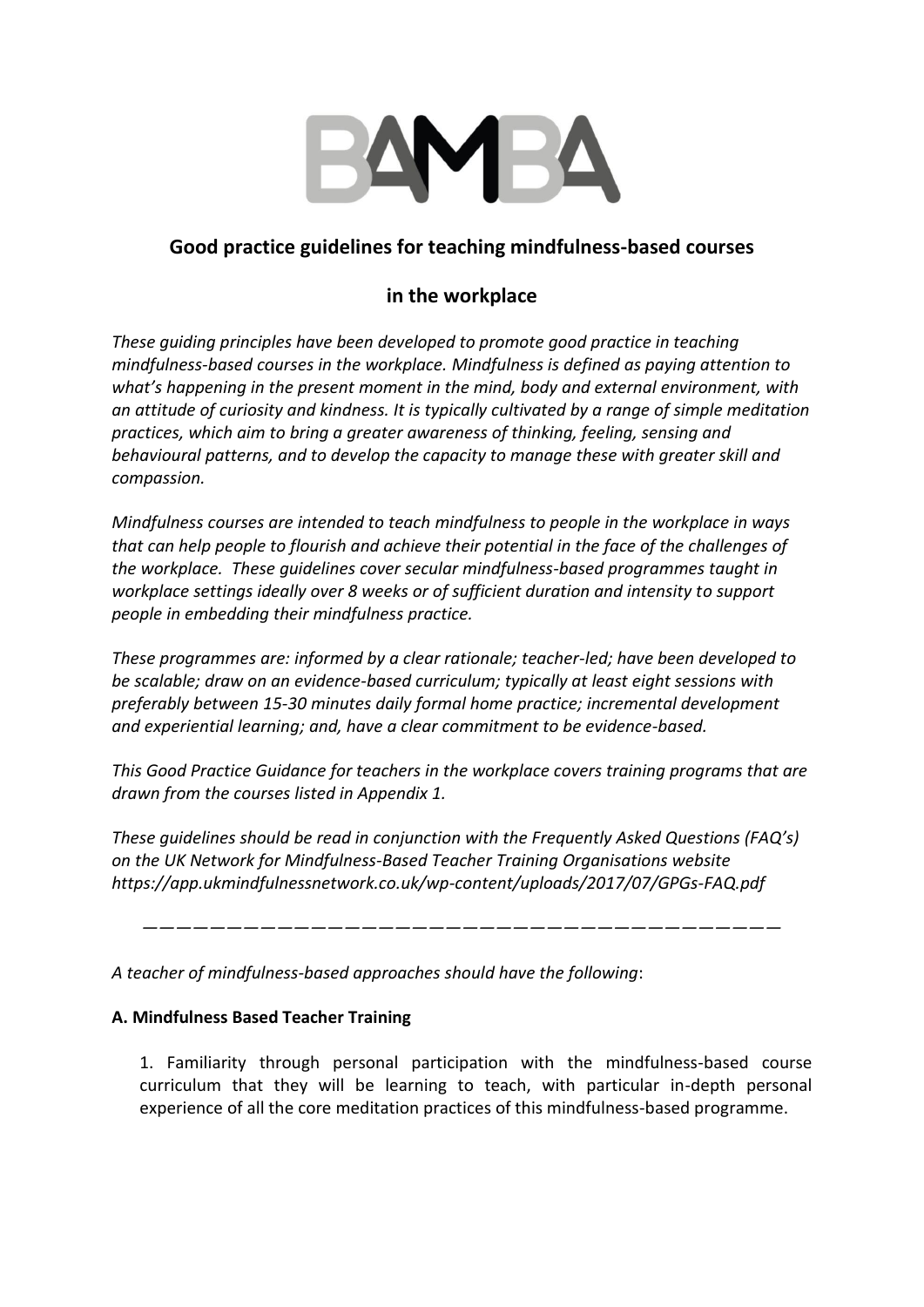BAMBA

# Good practice guidelines for teaching mindfulness-based courses in the workplace

*These guiding principles have been developed to promote good practice in teaching mindfulness-based courses in the workplace. Mindfulness is defined as paying attention to what's happening in the present moment in the mind, body and external environment, with an attitude of curiosity and kindness. It is typically cultivated by a range of simple meditation practices, which aim to bring a greater awareness of thinking, feeling, sensing and behavioural patterns, and to develop the capacity to manage these with greater skill and compassion.*

*Mindfulness courses are intended to teach mindfulness to people in the workplace in ways that can help people to flourish and achieve their potential in the face of the challenges of the workplace. These guidelines cover secular mindfulness-based programmes taught in workplace settings ideally over 8 weeks or of sufficient duration and intensity to support people in embedding their mindfulness practice.*

*These programmes are: informed by a clear rationale; teacher-led; have been developed to be scalable; draw on an evidence-based curriculum; typically at least eight sessions with preferably between 15-30 minutes daily formal home practice; incremental development and experiential learning; and, have a clear commitment to be evidence-based.*

*This Good Practice Guidance for teachers in the workplace covers training programs that are drawn from the courses listed in Appendix 1.*

*These guidelines should be read in conjunction with the Frequently Asked Questions (FAQ's) on the UK Network for Mindfulness-Based Teacher Training Organisations website https://app.ukmindfulnessnetwork.co.uk/wp-content/uploads/2017/07/GPGs-FAQ.pdf*

---

*A teacher of mindfulness-based approaches should have the following*:

**A. Mindfulness Based Teacher Training**

1. Familiarity through personal participation with the mindfulness-based course curriculum that they will be learning to teach, with particular in-depth personal experience of all the core meditation practices of this mindfulness-based programme.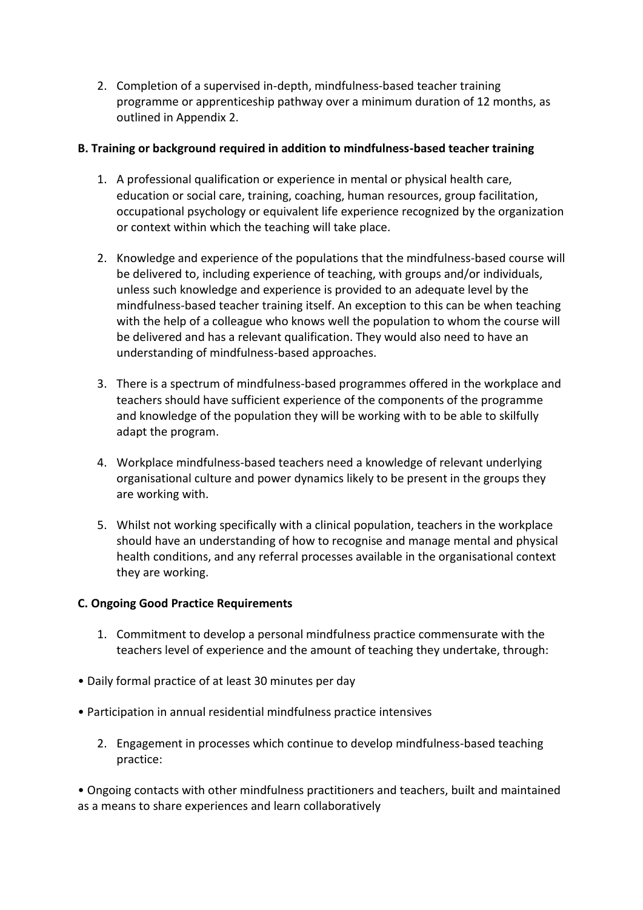2. Completion of a supervised in-depth, mindfulness-based teacher training programme or apprenticeship pathway over a minimum duration of 12 months, as outlined in Appendix 2.

**B. Training or background required in addition to mindfulness-based teacher training**

1. A professional qualification or experience in mental or physical health care, education or social care, training, coaching, human resources, group facilitation, occupational psychology or equivalent life experience recognized by the organization or context within which the teaching will take place.

2. Knowledge and experience of the populations that the mindfulness-based course will be delivered to, including experience of teaching, with groups and/or individuals, unless such knowledge and experience is provided to an adequate level by the mindfulness-based teacher training itself. An exception to this can be when teaching with the help of a colleague who knows well the population to whom the course will be delivered and has a relevant qualification. They would also need to have an understanding of mindfulness-based approaches.

3. There is a spectrum of mindfulness-based programmes offered in the workplace and teachers should have sufficient experience of the components of the programme and knowledge of the population they will be working with to be able to skilfully adapt the program.

4. Workplace mindfulness-based teachers need a knowledge of relevant underlying organisational culture and power dynamics likely to be present in the groups they are working with.

5. Whilst not working specifically with a clinical population, teachers in the workplace should have an understanding of how to recognise and manage mental and physical health conditions, and any referral processes available in the organisational context they are working.

**C. Ongoing Good Practice Requirements**

1. Commitment to develop a personal mindfulness practice commensurate with the teachers level of experience and the amount of teaching they undertake, through:

• Daily formal practice of at least 30 minutes per day

• Participation in annual residential mindfulness practice intensives

2. Engagement in processes which continue to develop mindfulness-based teaching practice:

• Ongoing contacts with other mindfulness practitioners and teachers, built and maintained as a means to share experiences and learn collaboratively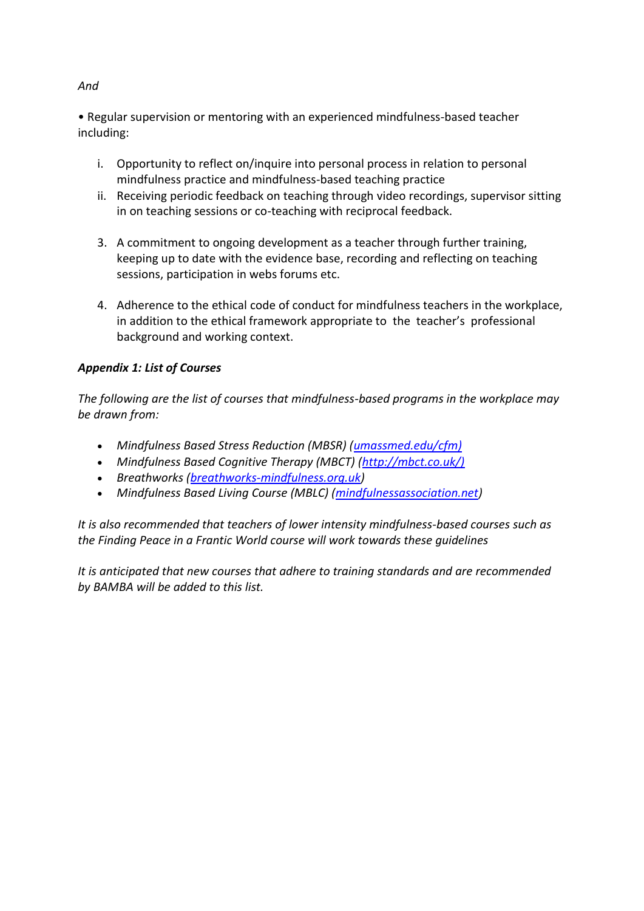*And*

• Regular supervision or mentoring with an experienced mindfulness-based teacher including:

   i. Opportunity to reflect on/inquire into personal process in relation to personal mindfulness practice and mindfulness-based teaching practice
   ii. Receiving periodic feedback on teaching through video recordings, supervisor sitting in on teaching sessions or co-teaching with reciprocal feedback.

3. A commitment to ongoing development as a teacher through further training, keeping up to date with the evidence base, recording and reflecting on teaching sessions, participation in webs forums etc.

4. Adherence to the ethical code of conduct for mindfulness teachers in the workplace, in addition to the ethical framework appropriate to the teacher's professional background and working context.

***Appendix 1: List of Courses***

*The following are the list of courses that mindfulness-based programs in the workplace may be drawn from:*

- *Mindfulness Based Stress Reduction (MBSR) (umassmed.edu/cfm)*
- *Mindfulness Based Cognitive Therapy (MBCT) (http://mbct.co.uk/)*
- *Breathworks (breathworks-mindfulness.org.uk)*
- *Mindfulness Based Living Course (MBLC) (mindfulnessassociation.net)*

*It is also recommended that teachers of lower intensity mindfulness-based courses such as the Finding Peace in a Frantic World course will work towards these guidelines*

*It is anticipated that new courses that adhere to training standards and are recommended by BAMBA will be added to this list.*